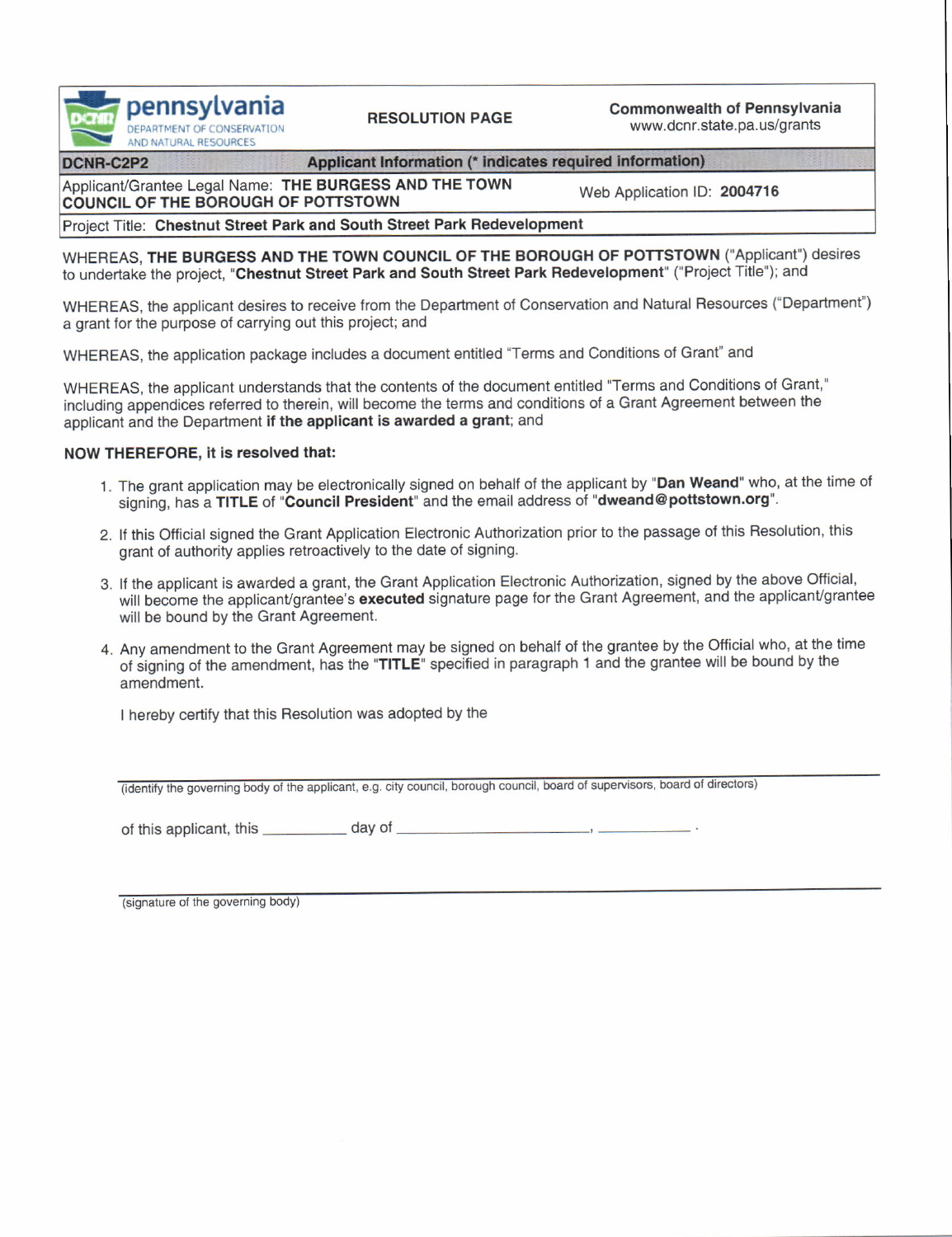| pennsylvania DEPARTMENT OF CONSERVATION AND NATURAL RESOURCES | RESOLUTION PAGE | Commonwealth of Pennsylvania www.dcnr.state.pa.us/grants |
|---|---|---|
| **DCNR-C2P2** | **Applicant Information (* indicates required information)** | |
| Applicant/Grantee Legal Name: **THE BURGESS AND THE TOWN COUNCIL OF THE BOROUGH OF POTTSTOWN** | | Web Application ID: **2004716** |
| Project Title: **Chestnut Street Park and South Street Park Redevelopment** | | |

WHEREAS, **THE BURGESS AND THE TOWN COUNCIL OF THE BOROUGH OF POTTSTOWN** ("Applicant") desires to undertake the project, "**Chestnut Street Park and South Street Park Redevelopment**" ("Project Title"); and

WHEREAS, the applicant desires to receive from the Department of Conservation and Natural Resources ("Department") a grant for the purpose of carrying out this project; and

WHEREAS, the application package includes a document entitled "Terms and Conditions of Grant" and

WHEREAS, the applicant understands that the contents of the document entitled "Terms and Conditions of Grant," including appendices referred to therein, will become the terms and conditions of a Grant Agreement between the applicant and the Department **if the applicant is awarded a grant**; and

**NOW THEREFORE, it is resolved that:**

1. The grant application may be electronically signed on behalf of the applicant by "**Dan Weand**" who, at the time of signing, has a **TITLE** of "**Council President**" and the email address of "**dweand@pottstown.org**".
2. If this Official signed the Grant Application Electronic Authorization prior to the passage of this Resolution, this grant of authority applies retroactively to the date of signing.
3. If the applicant is awarded a grant, the Grant Application Electronic Authorization, signed by the above Official, will become the applicant/grantee's **executed** signature page for the Grant Agreement, and the applicant/grantee will be bound by the Grant Agreement.
4. Any amendment to the Grant Agreement may be signed on behalf of the grantee by the Official who, at the time of signing of the amendment, has the "**TITLE**" specified in paragraph 1 and the grantee will be bound by the amendment.

I hereby certify that this Resolution was adopted by the

______________________________________________________________

(identify the governing body of the applicant, e.g. city council, borough council, board of supervisors, board of directors)

of this applicant, this __________ day of ________________________, ___________ .

______________________________________________________________

(signature of the governing body)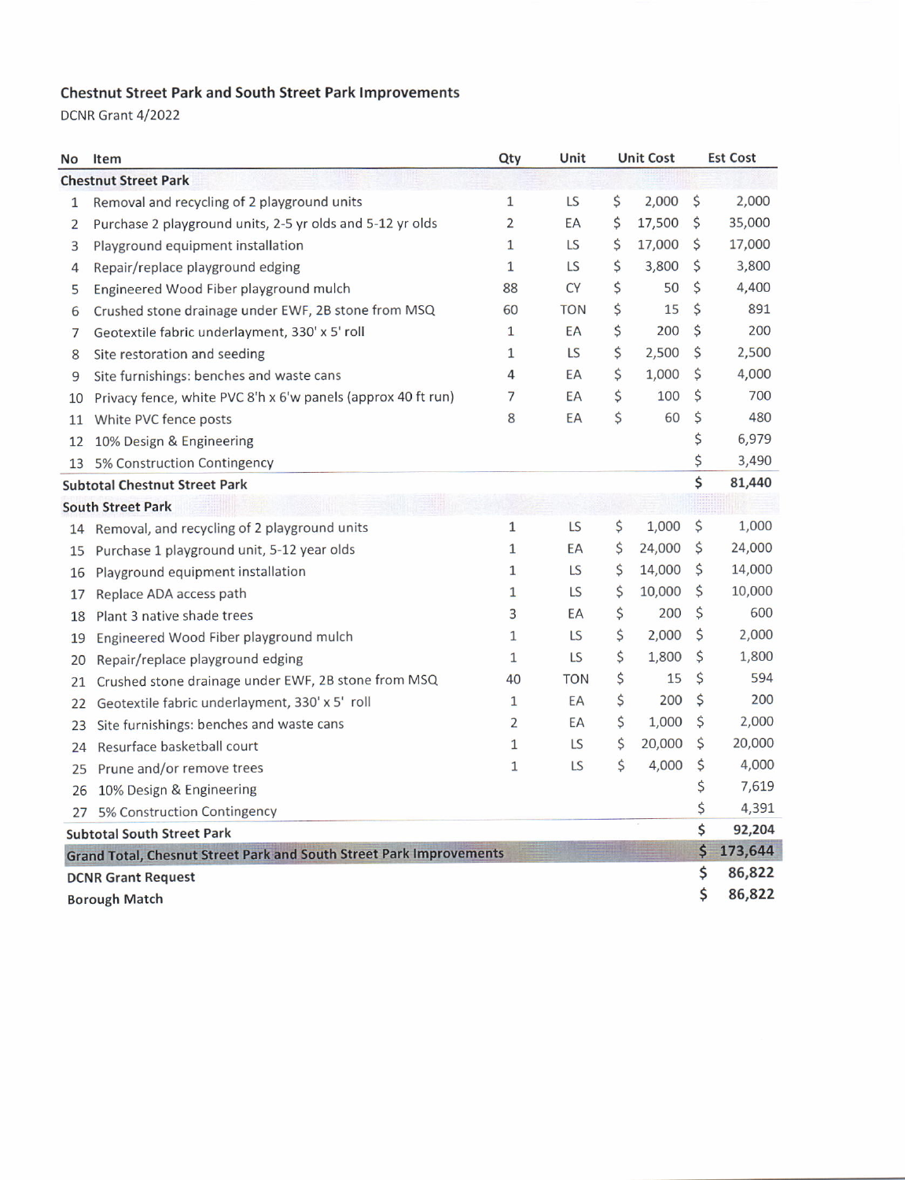## Chestnut Street Park and South Street Park Improvements

DCNR Grant 4/2022

| No | Item | Qty | Unit | Unit Cost | Est Cost |
|---|---|---|---|---|---|
| **Chestnut Street Park** | | | | | |
| 1 | Removal and recycling of 2 playground units | 1 | LS | $ 2,000 | $ 2,000 |
| 2 | Purchase 2 playground units, 2-5 yr olds and 5-12 yr olds | 2 | EA | $ 17,500 | $ 35,000 |
| 3 | Playground equipment installation | 1 | LS | $ 17,000 | $ 17,000 |
| 4 | Repair/replace playground edging | 1 | LS | $ 3,800 | $ 3,800 |
| 5 | Engineered Wood Fiber playground mulch | 88 | CY | $ 50 | $ 4,400 |
| 6 | Crushed stone drainage under EWF, 2B stone from MSQ | 60 | TON | $ 15 | $ 891 |
| 7 | Geotextile fabric underlayment, 330' x 5' roll | 1 | EA | $ 200 | $ 200 |
| 8 | Site restoration and seeding | 1 | LS | $ 2,500 | $ 2,500 |
| 9 | Site furnishings: benches and waste cans | 4 | EA | $ 1,000 | $ 4,000 |
| 10 | Privacy fence, white PVC 8'h x 6'w panels (approx 40 ft run) | 7 | EA | $ 100 | $ 700 |
| 11 | White PVC fence posts | 8 | EA | $ 60 | $ 480 |
| 12 | 10% Design & Engineering | | | | $ 6,979 |
| 13 | 5% Construction Contingency | | | | $ 3,490 |
| **Subtotal Chestnut Street Park** | | | | | **$ 81,440** |
| **South Street Park** | | | | | |
| 14 | Removal, and recycling of 2 playground units | 1 | LS | $ 1,000 | $ 1,000 |
| 15 | Purchase 1 playground unit, 5-12 year olds | 1 | EA | $ 24,000 | $ 24,000 |
| 16 | Playground equipment installation | 1 | LS | $ 14,000 | $ 14,000 |
| 17 | Replace ADA access path | 1 | LS | $ 10,000 | $ 10,000 |
| 18 | Plant 3 native shade trees | 3 | EA | $ 200 | $ 600 |
| 19 | Engineered Wood Fiber playground mulch | 1 | LS | $ 2,000 | $ 2,000 |
| 20 | Repair/replace playground edging | 1 | LS | $ 1,800 | $ 1,800 |
| 21 | Crushed stone drainage under EWF, 2B stone from MSQ | 40 | TON | $ 15 | $ 594 |
| 22 | Geotextile fabric underlayment, 330' x 5' roll | 1 | EA | $ 200 | $ 200 |
| 23 | Site furnishings: benches and waste cans | 2 | EA | $ 1,000 | $ 2,000 |
| 24 | Resurface basketball court | 1 | LS | $ 20,000 | $ 20,000 |
| 25 | Prune and/or remove trees | 1 | LS | $ 4,000 | $ 4,000 |
| 26 | 10% Design & Engineering | | | | $ 7,619 |
| 27 | 5% Construction Contingency | | | | $ 4,391 |
| **Subtotal South Street Park** | | | | | **$ 92,204** |
| **Grand Total, Chesnut Street Park and South Street Park Improvements** | | | | | **$ 173,644** |
| **DCNR Grant Request** | | | | | **$ 86,822** |
| **Borough Match** | | | | | **$ 86,822** |